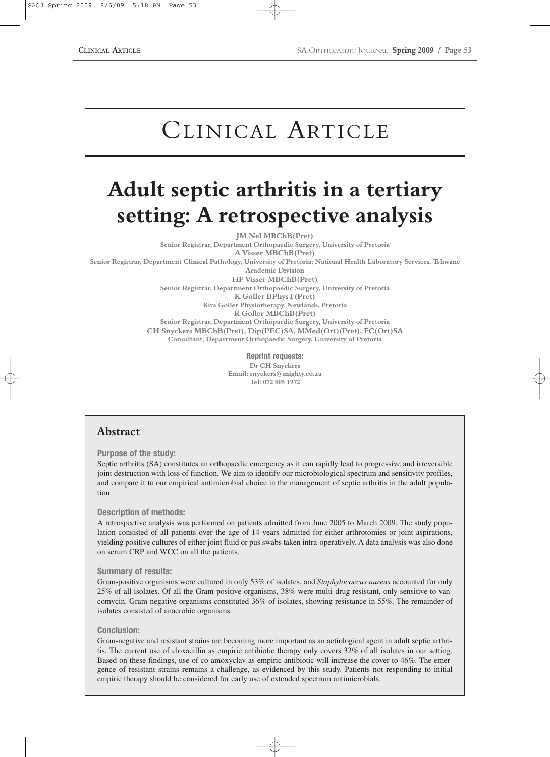# Clinical Article

# Adult septic arthritis in a tertiary setting: A retrospective analysis

**JM Nel MBChB(Pret)**
Senior Registrar, Department Orthopaedic Surgery, University of Pretoria

**A Visser MBChB(Pret)**
Senior Registrar, Department Clinical Pathology, University of Pretoria; National Health Laboratory Services, Tshwane Academic Division

**HF Visser MBChB(Pret)**
Senior Registrar, Department Orthopaedic Surgery, University of Pretoria

**K Goller BPhysT(Pret)**
Kira Goller Physiotherapy, Newlands, Pretoria

**R Goller MBChB(Pret)**
Senior Registrar, Department Orthopaedic Surgery, University of Pretoria

**CH Snyckers MBChB(Pret), Dip(PEC)SA, MMed(Ort)(Pret), FC(Ort)SA**
Consultant, Department Orthopaedic Surgery, University of Pretoria

**Reprint requests:**
Dr CH Snyckers
Email: snyckers@mighty.co.za
Tel: 072 805 1972

## Abstract

### Purpose of the study:

Septic arthritis (SA) constitutes an orthopaedic emergency as it can rapidly lead to progressive and irreversible joint destruction with loss of function. We aim to identify our microbiological spectrum and sensitivity profiles, and compare it to our empirical antimicrobial choice in the management of septic arthritis in the adult population.

### Description of methods:

A retrospective analysis was performed on patients admitted from June 2005 to March 2009. The study population consisted of all patients over the age of 14 years admitted for either arthrotomies or joint aspirations, yielding positive cultures of either joint fluid or pus swabs taken intra-operatively. A data analysis was also done on serum CRP and WCC on all the patients.

### Summary of results:

Gram-positive organisms were cultured in only 53% of isolates, and *Staphylococcus aureus* accounted for only 25% of all isolates. Of all the Gram-positive organisms, 38% were multi-drug resistant, only sensitive to vancomycin. Gram-negative organisms constituted 36% of isolates, showing resistance in 55%. The remainder of isolates consisted of anaerobic organisms.

### Conclusion:

Gram-negative and resistant strains are becoming more important as an aetiological agent in adult septic arthritis. The current use of cloxacillin as empiric antibiotic therapy only covers 32% of all isolates in our setting. Based on these findings, use of co-amoxyclav as empiric antibiotic will increase the cover to 46%. The emergence of resistant strains remains a challenge, as evidenced by this study. Patients not responding to initial empiric therapy should be considered for early use of extended spectrum antimicrobials.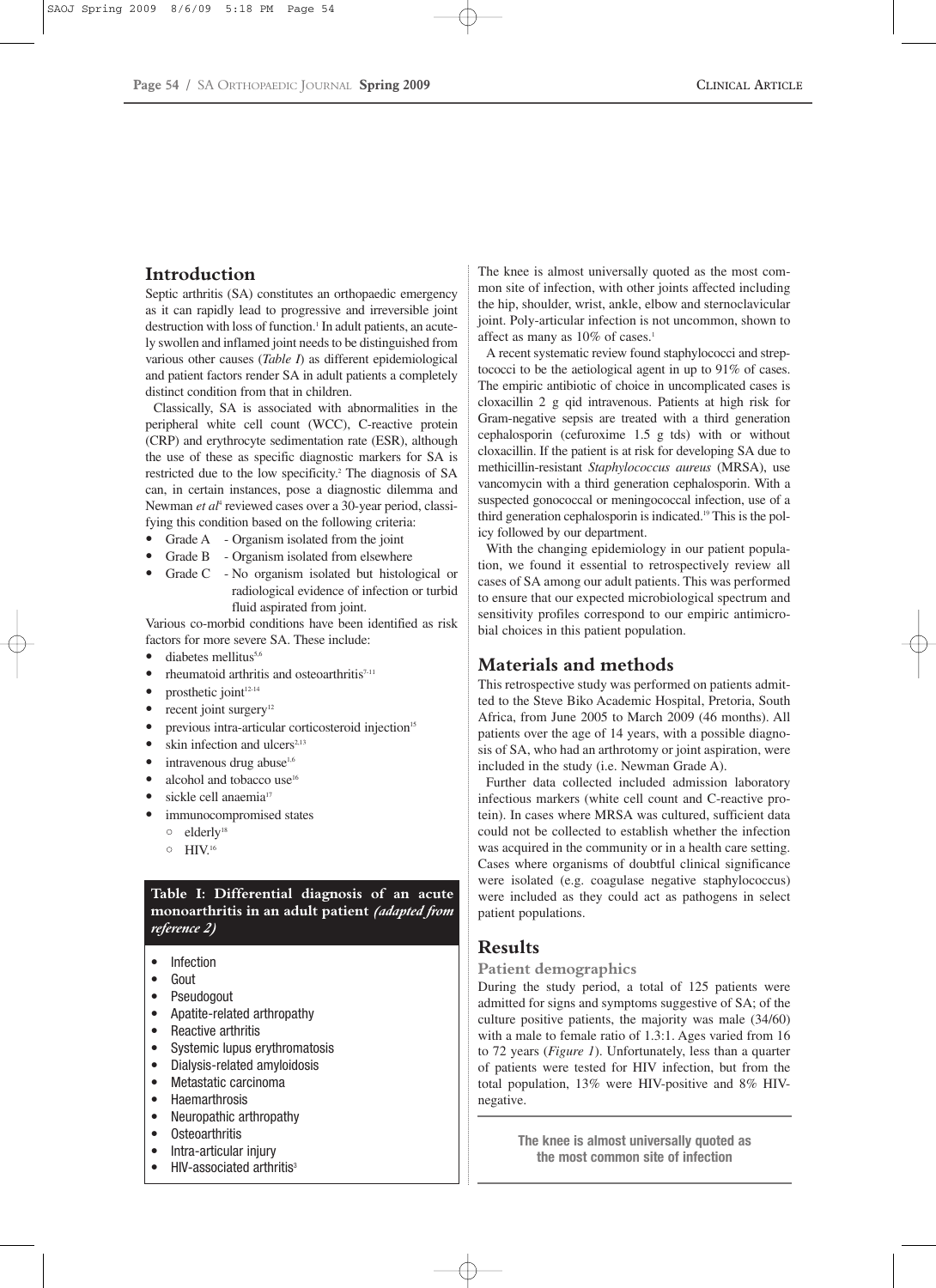## Introduction

Septic arthritis (SA) constitutes an orthopaedic emergency as it can rapidly lead to progressive and irreversible joint destruction with loss of function.[1] In adult patients, an acutely swollen and inflamed joint needs to be distinguished from various other causes (*Table I*) as different epidemiological and patient factors render SA in adult patients a completely distinct condition from that in children.

Classically, SA is associated with abnormalities in the peripheral white cell count (WCC), C-reactive protein (CRP) and erythrocyte sedimentation rate (ESR), although the use of these as specific diagnostic markers for SA is restricted due to the low specificity.[2] The diagnosis of SA can, in certain instances, pose a diagnostic dilemma and Newman *et al*[4] reviewed cases over a 30-year period, classifying this condition based on the following criteria:

- Grade A - Organism isolated from the joint
- Grade B - Organism isolated from elsewhere
- Grade C - No organism isolated but histological or radiological evidence of infection or turbid fluid aspirated from joint.

Various co-morbid conditions have been identified as risk factors for more severe SA. These include:

- diabetes mellitus[5,6]
- rheumatoid arthritis and osteoarthritis[7-11]
- prosthetic joint[12-14]
- recent joint surgery[12]
- previous intra-articular corticosteroid injection[15]
- skin infection and ulcers[2,13]
- intravenous drug abuse[1,6]
- alcohol and tobacco use[16]
- sickle cell anaemia[17]
- immunocompromised states
  - elderly[18]
  - HIV.[16]

**Table I: Differential diagnosis of an acute monoarthritis in an adult patient *(adapted from reference 2)***

- Infection
- Gout
- Pseudogout
- Apatite-related arthropathy
- Reactive arthritis
- Systemic lupus erythromatosis
- Dialysis-related amyloidosis
- Metastatic carcinoma
- Haemarthrosis
- Neuropathic arthropathy
- Osteoarthritis
- Intra-articular injury
- HIV-associated arthritis[3]

The knee is almost universally quoted as the most common site of infection, with other joints affected including the hip, shoulder, wrist, ankle, elbow and sternoclavicular joint. Poly-articular infection is not uncommon, shown to affect as many as 10% of cases.[1]

A recent systematic review found staphylococci and streptococci to be the aetiological agent in up to 91% of cases. The empiric antibiotic of choice in uncomplicated cases is cloxacillin 2 g qid intravenous. Patients at high risk for Gram-negative sepsis are treated with a third generation cephalosporin (cefuroxime 1.5 g tds) with or without cloxacillin. If the patient is at risk for developing SA due to methicillin-resistant *Staphylococcus aureus* (MRSA), use vancomycin with a third generation cephalosporin. With a suspected gonococcal or meningococcal infection, use of a third generation cephalosporin is indicated.[19] This is the policy followed by our department.

With the changing epidemiology in our patient population, we found it essential to retrospectively review all cases of SA among our adult patients. This was performed to ensure that our expected microbiological spectrum and sensitivity profiles correspond to our empiric antimicrobial choices in this patient population.

## Materials and methods

This retrospective study was performed on patients admitted to the Steve Biko Academic Hospital, Pretoria, South Africa, from June 2005 to March 2009 (46 months). All patients over the age of 14 years, with a possible diagnosis of SA, who had an arthrotomy or joint aspiration, were included in the study (i.e. Newman Grade A).

Further data collected included admission laboratory infectious markers (white cell count and C-reactive protein). In cases where MRSA was cultured, sufficient data could not be collected to establish whether the infection was acquired in the community or in a health care setting. Cases where organisms of doubtful clinical significance were isolated (e.g. coagulase negative staphylococcus) were included as they could act as pathogens in select patient populations.

## Results

### Patient demographics

During the study period, a total of 125 patients were admitted for signs and symptoms suggestive of SA; of the culture positive patients, the majority was male (34/60) with a male to female ratio of 1.3:1. Ages varied from 16 to 72 years (*Figure 1*). Unfortunately, less than a quarter of patients were tested for HIV infection, but from the total population, 13% were HIV-positive and 8% HIV-negative.

**The knee is almost universally quoted as the most common site of infection**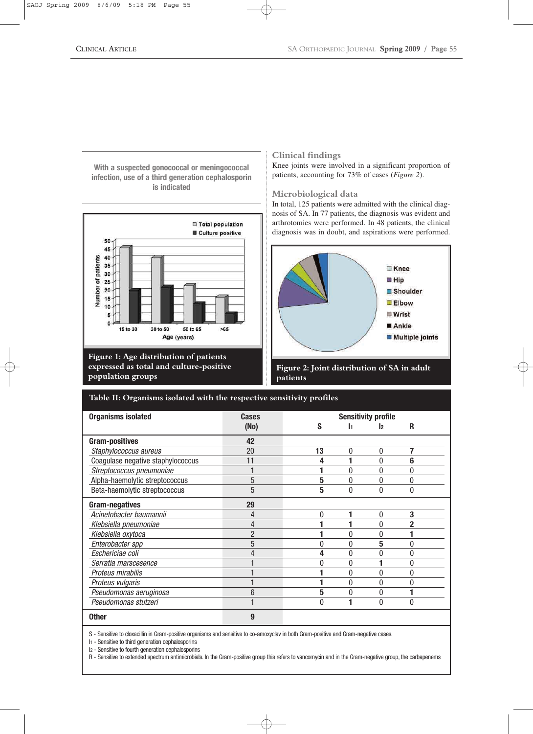> With a suspected gonococcal or meningococcal infection, use of a third generation cephalosporin is indicated

Figure 1: Age distribution of patients expressed as total and culture-positive population groups

### Clinical findings

Knee joints were involved in a significant proportion of patients, accounting for 73% of cases (*Figure 2*).

### Microbiological data

In total, 125 patients were admitted with the clinical diagnosis of SA. In 77 patients, the diagnosis was evident and arthrotomies were performed. In 48 patients, the clinical diagnosis was in doubt, and aspirations were performed.

Figure 2: Joint distribution of SA in adult patients

**Table II: Organisms isolated with the respective sensitivity profiles**

| Organisms isolated | Cases (No) | Sensitivity profile S | $I_1$ | $I_2$ | R |
|---|---|---|---|---|---|
| **Gram-positives** | **42** | | | | |
| *Staphylococcus aureus* | 20 | **13** | 0 | 0 | **7** |
| Coagulase negative staphylococcus | 11 | **4** | **1** | 0 | **6** |
| *Streptococcus pneumoniae* | 1 | **1** | 0 | 0 | 0 |
| Alpha-haemolytic streptococcus | 5 | **5** | 0 | 0 | 0 |
| Beta-haemolytic streptococcus | 5 | **5** | 0 | 0 | 0 |
| **Gram-negatives** | **29** | | | | |
| *Acinetobacter baumannii* | 4 | 0 | **1** | 0 | **3** |
| *Klebsiella pneumoniae* | 4 | **1** | **1** | 0 | **2** |
| *Klebsiella oxytoca* | 2 | **1** | 0 | 0 | **1** |
| *Enterobacter spp* | 5 | 0 | 0 | **5** | 0 |
| *Eschericiae coli* | 4 | **4** | 0 | 0 | 0 |
| *Serratia marscesence* | 1 | 0 | 0 | **1** | 0 |
| *Proteus mirabilis* | 1 | **1** | 0 | 0 | 0 |
| *Proteus vulgaris* | 1 | **1** | 0 | 0 | 0 |
| *Pseudomonas aeruginosa* | 6 | **5** | 0 | 0 | **1** |
| *Pseudomonas stutzeri* | 1 | 0 | **1** | 0 | 0 |
| **Other** | **9** | | | | |

S - Sensitive to cloxacillin in Gram-positive organisms and sensitive to co-amoxyclav in both Gram-positive and Gram-negative cases.
$I_1$ - Sensitive to third generation cephalosporins
$I_2$ - Sensitive to fourth generation cephalosporins
R - Sensitive to extended spectrum antimicrobials. In the Gram-positive group this refers to vancomycin and in the Gram-negative group, the carbapenems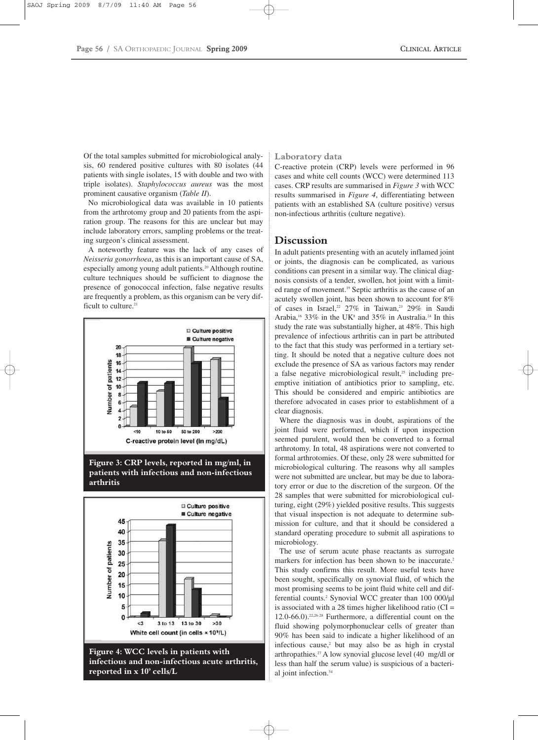Of the total samples submitted for microbiological analysis, 60 rendered positive cultures with 80 isolates (44 patients with single isolates, 15 with double and two with triple isolates). *Staphylococcus aureus* was the most prominent causative organism (*Table II*).

No microbiological data was available in 10 patients from the arthrotomy group and 20 patients from the aspiration group. The reasons for this are unclear but may include laboratory errors, sampling problems or the treating surgeon's clinical assessment.

A noteworthy feature was the lack of any cases of *Neisseria gonorrhoea*, as this is an important cause of SA, especially among young adult patients.[20] Although routine culture techniques should be sufficient to diagnose the presence of gonococcal infection, false negative results are frequently a problem, as this organism can be very difficult to culture.[21]

**Figure 3: CRP levels, reported in mg/ml, in patients with infectious and non-infectious arthritis**

**Figure 4: WCC levels in patients with infectious and non-infectious acute arthritis, reported in x $10^9$ cells/L**

### Laboratory data

C-reactive protein (CRP) levels were performed in 96 cases and white cell counts (WCC) were determined 113 cases. CRP results are summarised in *Figure 3* with WCC results summarised in *Figure 4*, differentiating between patients with an established SA (culture positive) versus non-infectious arthritis (culture negative).

## Discussion

In adult patients presenting with an acutely inflamed joint or joints, the diagnosis can be complicated, as various conditions can present in a similar way. The clinical diagnosis consists of a tender, swollen, hot joint with a limited range of movement.[19] Septic arthritis as the cause of an acutely swollen joint, has been shown to account for 8% of cases in Israel,[22] 27% in Taiwan,[23] 29% in Saudi Arabia,[16] 33% in the UK[8] and 35% in Australia.[24] In this study the rate was substantially higher, at 48%. This high prevalence of infectious arthritis can in part be attributed to the fact that this study was performed in a tertiary setting. It should be noted that a negative culture does not exclude the presence of SA as various factors may render a false negative microbiological result,[25] including pre-emptive initiation of antibiotics prior to sampling, etc. This should be considered and empiric antibiotics are therefore advocated in cases prior to establishment of a clear diagnosis.

Where the diagnosis was in doubt, aspirations of the joint fluid were performed, which if upon inspection seemed purulent, would then be converted to a formal arthrotomy. In total, 48 aspirations were not converted to formal arthrotomies. Of these, only 28 were submitted for microbiological culturing. The reasons why all samples were not submitted are unclear, but may be due to laboratory error or due to the discretion of the surgeon. Of the 28 samples that were submitted for microbiological culturing, eight (29%) yielded positive results. This suggests that visual inspection is not adequate to determine submission for culture, and that it should be considered a standard operating procedure to submit all aspirations to microbiology.

The use of serum acute phase reactants as surrogate markers for infection has been shown to be inaccurate.[2] This study confirms this result. More useful tests have been sought, specifically on synovial fluid, of which the most promising seems to be joint fluid white cell and differential counts.[2] Synovial WCC greater than 100 000/μl is associated with a 28 times higher likelihood ratio (CI = 12.0-66.0).[22,26-28] Furthermore, a differential count on the fluid showing polymorphonuclear cells of greater than 90% has been said to indicate a higher likelihood of an infectious cause,[2] but may also be as high in crystal arthropathies.[27] A low synovial glucose level (40 mg/dl or less than half the serum value) is suspicious of a bacterial joint infection.[34]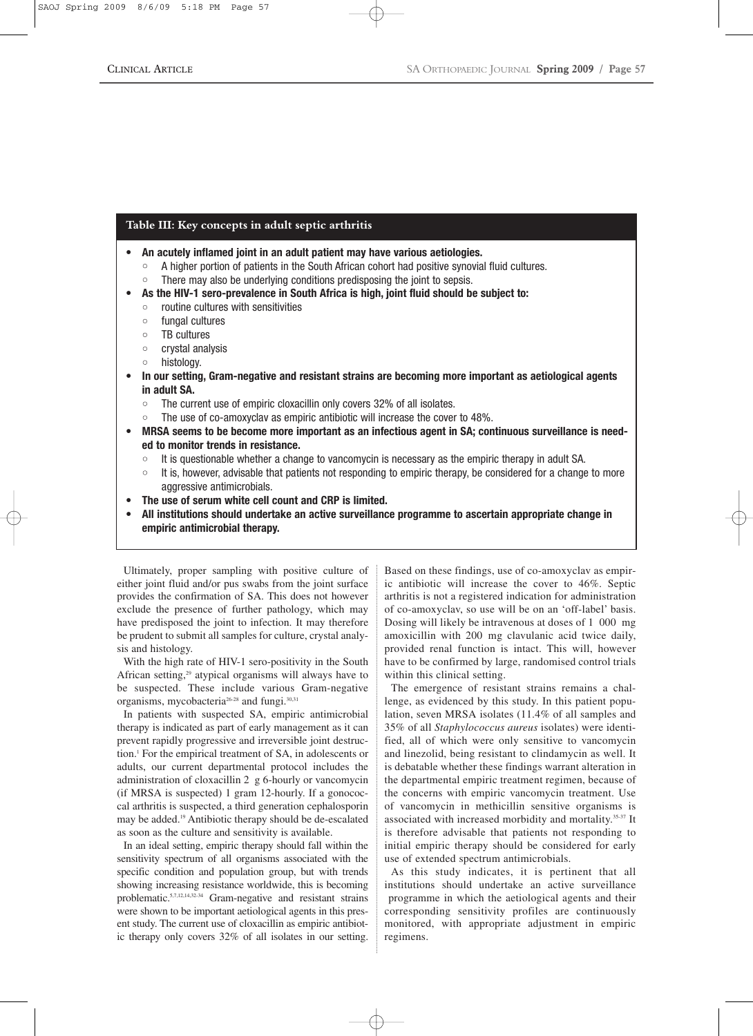**Table III: Key concepts in adult septic arthritis**

- **An acutely inflamed joint in an adult patient may have various aetiologies.**
  - A higher portion of patients in the South African cohort had positive synovial fluid cultures.
  - There may also be underlying conditions predisposing the joint to sepsis.
- **As the HIV-1 sero-prevalence in South Africa is high, joint fluid should be subject to:**
  - routine cultures with sensitivities
  - fungal cultures
  - TB cultures
  - crystal analysis
  - histology.
- **In our setting, Gram-negative and resistant strains are becoming more important as aetiological agents in adult SA.**
  - The current use of empiric cloxacillin only covers 32% of all isolates.
  - The use of co-amoxyclav as empiric antibiotic will increase the cover to 48%.
- **MRSA seems to be become more important as an infectious agent in SA; continuous surveillance is needed to monitor trends in resistance.**
  - It is questionable whether a change to vancomycin is necessary as the empiric therapy in adult SA.
  - It is, however, advisable that patients not responding to empiric therapy, be considered for a change to more aggressive antimicrobials.
- **The use of serum white cell count and CRP is limited.**
- **All institutions should undertake an active surveillance programme to ascertain appropriate change in empiric antimicrobial therapy.**

Ultimately, proper sampling with positive culture of either joint fluid and/or pus swabs from the joint surface provides the confirmation of SA. This does not however exclude the presence of further pathology, which may have predisposed the joint to infection. It may therefore be prudent to submit all samples for culture, crystal analysis and histology.

With the high rate of HIV-1 sero-positivity in the South African setting,[29] atypical organisms will always have to be suspected. These include various Gram-negative organisms, mycobacteria[26-28] and fungi.[30,31]

In patients with suspected SA, empiric antimicrobial therapy is indicated as part of early management as it can prevent rapidly progressive and irreversible joint destruction.[1] For the empirical treatment of SA, in adolescents or adults, our current departmental protocol includes the administration of cloxacillin 2 g 6-hourly or vancomycin (if MRSA is suspected) 1 gram 12-hourly. If a gonococcal arthritis is suspected, a third generation cephalosporin may be added.[19] Antibiotic therapy should be de-escalated as soon as the culture and sensitivity is available.

In an ideal setting, empiric therapy should fall within the sensitivity spectrum of all organisms associated with the specific condition and population group, but with trends showing increasing resistance worldwide, this is becoming problematic.[5,7,12,14,32-34] Gram-negative and resistant strains were shown to be important aetiological agents in this present study. The current use of cloxacillin as empiric antibiotic therapy only covers 32% of all isolates in our setting. Based on these findings, use of co-amoxyclav as empiric antibiotic will increase the cover to 46%. Septic arthritis is not a registered indication for administration of co-amoxyclav, so use will be on an 'off-label' basis. Dosing will likely be intravenous at doses of 1 000 mg amoxicillin with 200 mg clavulanic acid twice daily, provided renal function is intact. This will, however have to be confirmed by large, randomised control trials within this clinical setting.

The emergence of resistant strains remains a challenge, as evidenced by this study. In this patient population, seven MRSA isolates (11.4% of all samples and 35% of all *Staphylococcus aureus* isolates) were identified, all of which were only sensitive to vancomycin and linezolid, being resistant to clindamycin as well. It is debatable whether these findings warrant alteration in the departmental empiric treatment regimen, because of the concerns with empiric vancomycin treatment. Use of vancomycin in methicillin sensitive organisms is associated with increased morbidity and mortality.[35-37] It is therefore advisable that patients not responding to initial empiric therapy should be considered for early use of extended spectrum antimicrobials.

As this study indicates, it is pertinent that all institutions should undertake an active surveillance programme in which the aetiological agents and their corresponding sensitivity profiles are continuously monitored, with appropriate adjustment in empiric regimens.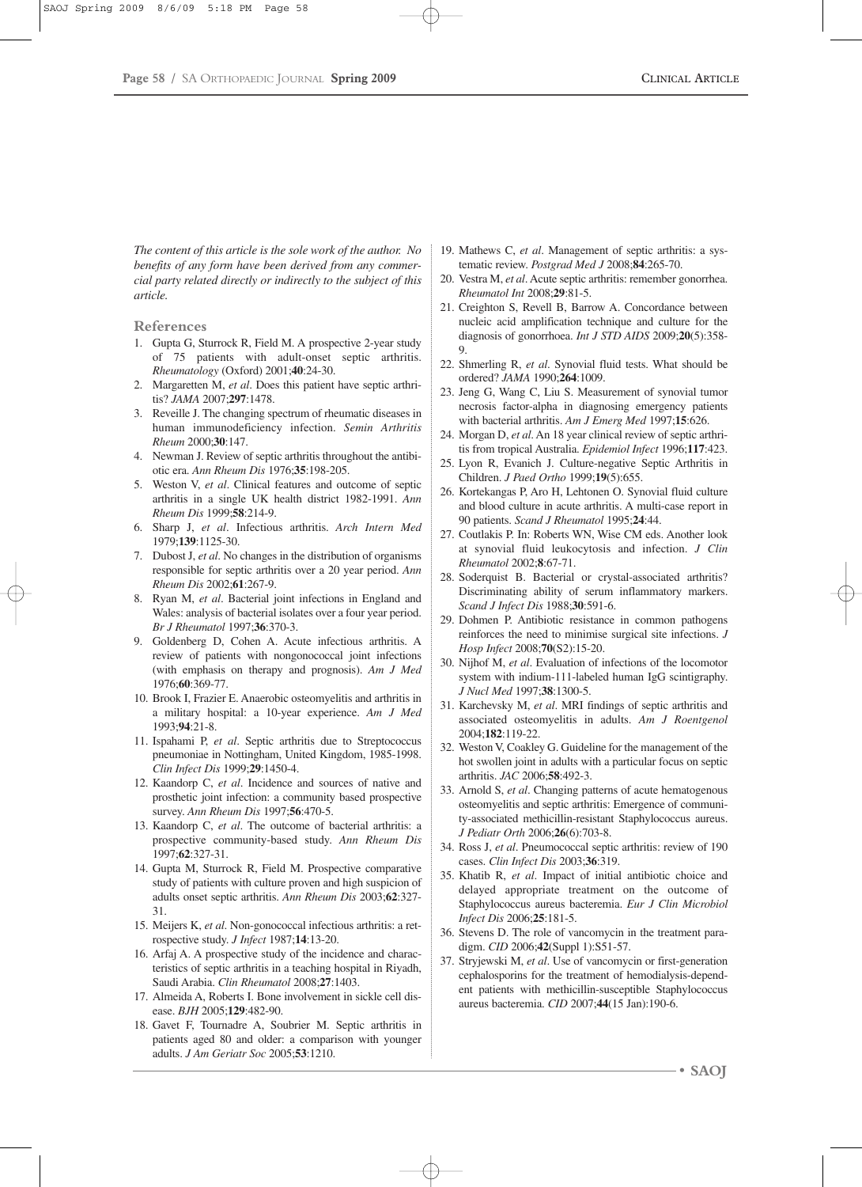*The content of this article is the sole work of the author. No benefits of any form have been derived from any commercial party related directly or indirectly to the subject of this article.*

## References

1. Gupta G, Sturrock R, Field M. A prospective 2-year study of 75 patients with adult-onset septic arthritis. *Rheumatology* (Oxford) 2001;**40**:24-30.
2. Margaretten M, *et al*. Does this patient have septic arthritis? *JAMA* 2007;**297**:1478.
3. Reveille J. The changing spectrum of rheumatic diseases in human immunodeficiency infection. *Semin Arthritis Rheum* 2000;**30**:147.
4. Newman J. Review of septic arthritis throughout the antibiotic era. *Ann Rheum Dis* 1976;**35**:198-205.
5. Weston V, *et al*. Clinical features and outcome of septic arthritis in a single UK health district 1982-1991. *Ann Rheum Dis* 1999;**58**:214-9.
6. Sharp J, *et al*. Infectious arthritis. *Arch Intern Med* 1979;**139**:1125-30.
7. Dubost J, *et al*. No changes in the distribution of organisms responsible for septic arthritis over a 20 year period. *Ann Rheum Dis* 2002;**61**:267-9.
8. Ryan M, *et al*. Bacterial joint infections in England and Wales: analysis of bacterial isolates over a four year period. *Br J Rheumatol* 1997;**36**:370-3.
9. Goldenberg D, Cohen A. Acute infectious arthritis. A review of patients with nongonococcal joint infections (with emphasis on therapy and prognosis). *Am J Med* 1976;**60**:369-77.
10. Brook I, Frazier E. Anaerobic osteomyelitis and arthritis in a military hospital: a 10-year experience. *Am J Med* 1993;**94**:21-8.
11. Ispahami P, *et al*. Septic arthritis due to Streptococcus pneumoniae in Nottingham, United Kingdom, 1985-1998. *Clin Infect Dis* 1999;**29**:1450-4.
12. Kaandorp C, *et al*. Incidence and sources of native and prosthetic joint infection: a community based prospective survey. *Ann Rheum Dis* 1997;**56**:470-5.
13. Kaandorp C, *et al*. The outcome of bacterial arthritis: a prospective community-based study. *Ann Rheum Dis* 1997;**62**:327-31.
14. Gupta M, Sturrock R, Field M. Prospective comparative study of patients with culture proven and high suspicion of adults onset septic arthritis. *Ann Rheum Dis* 2003;**62**:327-31.
15. Meijers K, *et al*. Non-gonococcal infectious arthritis: a retrospective study. *J Infect* 1987;**14**:13-20.
16. Arfaj A. A prospective study of the incidence and characteristics of septic arthritis in a teaching hospital in Riyadh, Saudi Arabia. *Clin Rheumatol* 2008;**27**:1403.
17. Almeida A, Roberts I. Bone involvement in sickle cell disease. *BJH* 2005;**129**:482-90.
18. Gavet F, Tournadre A, Soubrier M. Septic arthritis in patients aged 80 and older: a comparison with younger adults. *J Am Geriatr Soc* 2005;**53**:1210.
19. Mathews C, *et al*. Management of septic arthritis: a systematic review. *Postgrad Med J* 2008;**84**:265-70.
20. Vestra M, *et al*. Acute septic arthritis: remember gonorrhea. *Rheumatol Int* 2008;**29**:81-5.
21. Creighton S, Revell B, Barrow A. Concordance between nucleic acid amplification technique and culture for the diagnosis of gonorrhoea. *Int J STD AIDS* 2009;**20**(5):358-9.
22. Shmerling R, *et al*. Synovial fluid tests. What should be ordered? *JAMA* 1990;**264**:1009.
23. Jeng G, Wang C, Liu S. Measurement of synovial tumor necrosis factor-alpha in diagnosing emergency patients with bacterial arthritis. *Am J Emerg Med* 1997;**15**:626.
24. Morgan D, *et al*. An 18 year clinical review of septic arthritis from tropical Australia. *Epidemiol Infect* 1996;**117**:423.
25. Lyon R, Evanich J. Culture-negative Septic Arthritis in Children. *J Paed Ortho* 1999;**19**(5):655.
26. Kortekangas P, Aro H, Lehtonen O. Synovial fluid culture and blood culture in acute arthritis. A multi-case report in 90 patients. *Scand J Rheumatol* 1995;**24**:44.
27. Coutlakis P. In: Roberts WN, Wise CM eds. Another look at synovial fluid leukocytosis and infection. *J Clin Rheumatol* 2002;**8**:67-71.
28. Soderquist B. Bacterial or crystal-associated arthritis? Discriminating ability of serum inflammatory markers. *Scand J Infect Dis* 1988;**30**:591-6.
29. Dohmen P. Antibiotic resistance in common pathogens reinforces the need to minimise surgical site infections. *J Hosp Infect* 2008;**70**(S2):15-20.
30. Nijhof M, *et al*. Evaluation of infections of the locomotor system with indium-111-labeled human IgG scintigraphy. *J Nucl Med* 1997;**38**:1300-5.
31. Karchevsky M, *et al*. MRI findings of septic arthritis and associated osteomyelitis in adults. *Am J Roentgenol* 2004;**182**:119-22.
32. Weston V, Coakley G. Guideline for the management of the hot swollen joint in adults with a particular focus on septic arthritis. *JAC* 2006;**58**:492-3.
33. Arnold S, *et al*. Changing patterns of acute hematogenous osteomyelitis and septic arthritis: Emergence of community-associated methicillin-resistant Staphylococcus aureus. *J Pediatr Orth* 2006;**26**(6):703-8.
34. Ross J, *et al*. Pneumococcal septic arthritis: review of 190 cases. *Clin Infect Dis* 2003;**36**:319.
35. Khatib R, *et al*. Impact of initial antibiotic choice and delayed appropriate treatment on the outcome of Staphylococcus aureus bacteremia. *Eur J Clin Microbiol Infect Dis* 2006;**25**:181-5.
36. Stevens D. The role of vancomycin in the treatment paradigm. *CID* 2006;**42**(Suppl 1):S51-57.
37. Stryjewski M, *et al*. Use of vancomycin or first-generation cephalosporins for the treatment of hemodialysis-dependent patients with methicillin-susceptible Staphylococcus aureus bacteremia. *CID* 2007;**44**(15 Jan):190-6.